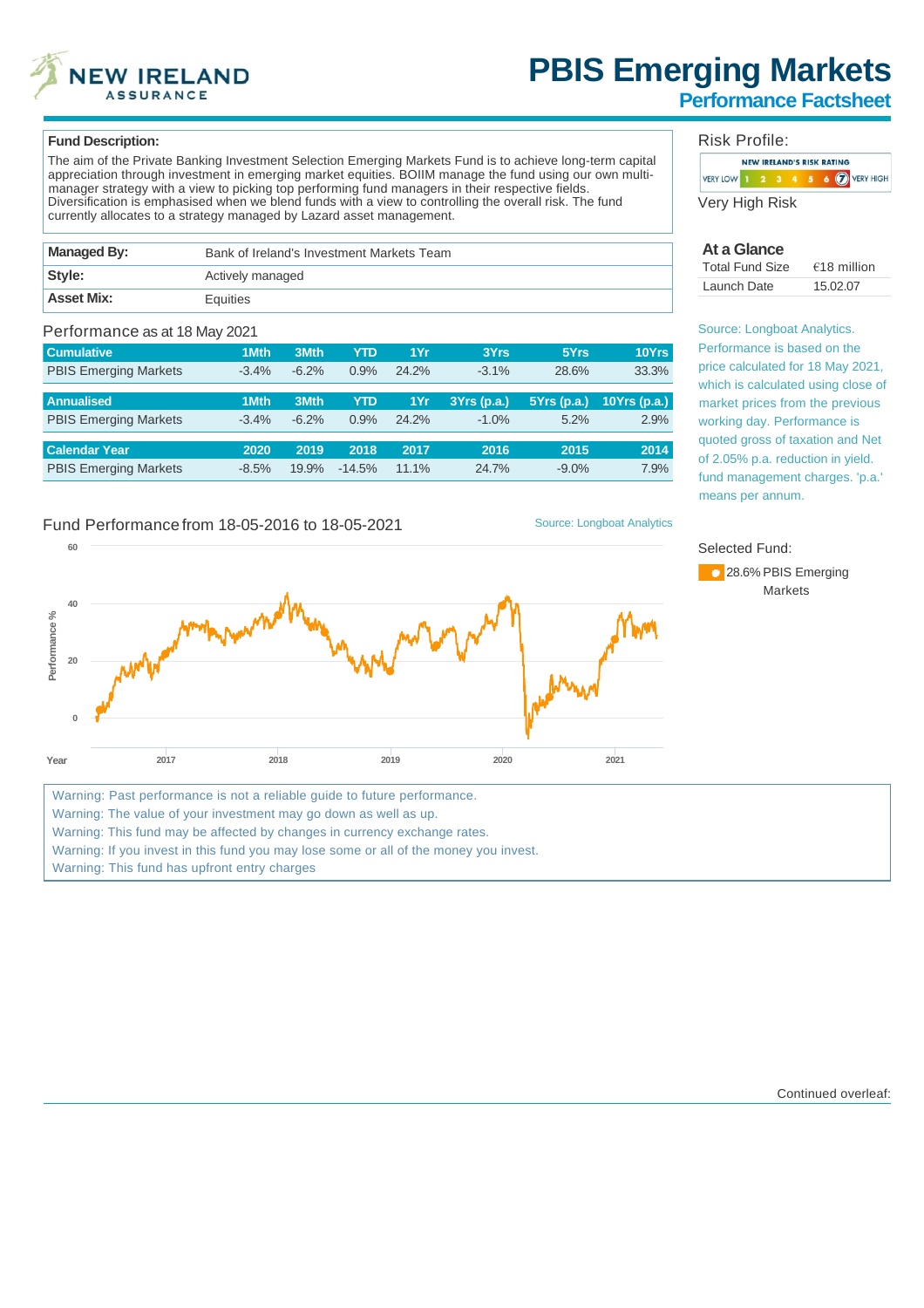# PBIS Emerging Markets

## Performance Factsheet

**Fund Description:**

The aim of the Private Banking Investment Selection Emerging Markets Fund is to achieve long-term capital appreciation through investment in emerging market equities. BOIIM manage the fund using our own multi-manager strategy with a view to picking top performing fund managers in their respective fields. Diversification is emphasised when we blend funds with a view to controlling the overall risk. The fund currently allocates to a strategy managed by Lazard asset management.

| | |
|---|---|
| **Managed By:** | Bank of Ireland's Investment Markets Team |
| **Style:** | Actively managed |
| **Asset Mix:** | Equities |

### Risk Profile:

NEW IRELAND'S RISK RATING: VERY LOW 1 2 3 4 5 6 7 VERY HIGH

Very High Risk

### At a Glance

| | |
|---|---|
| Total Fund Size | €18 million |
| Launch Date | 15.02.07 |

Source: Longboat Analytics. Performance is based on the price calculated for 18 May 2021, which is calculated using close of market prices from the previous working day. Performance is quoted gross of taxation and Net of 2.05% p.a. reduction in yield. fund management charges. 'p.a.' means per annum.

### Performance as at 18 May 2021

| Cumulative | 1Mth | 3Mth | YTD | 1Yr | 3Yrs | 5Yrs | 10Yrs |
|---|---|---|---|---|---|---|---|
| PBIS Emerging Markets | -3.4% | -6.2% | 0.9% | 24.2% | -3.1% | 28.6% | 33.3% |

| Annualised | 1Mth | 3Mth | YTD | 1Yr | 3Yrs (p.a.) | 5Yrs (p.a.) | 10Yrs (p.a.) |
|---|---|---|---|---|---|---|---|
| PBIS Emerging Markets | -3.4% | -6.2% | 0.9% | 24.2% | -1.0% | 5.2% | 2.9% |

| Calendar Year | 2020 | 2019 | 2018 | 2017 | 2016 | 2015 | 2014 |
|---|---|---|---|---|---|---|---|
| PBIS Emerging Markets | -8.5% | 19.9% | -14.5% | 11.1% | 24.7% | -9.0% | 7.9% |

### Fund Performance from 18-05-2016 to 18-05-2021

Source: Longboat Analytics

Selected Fund:

28.6% PBIS Emerging Markets

Warning: Past performance is not a reliable guide to future performance.
Warning: The value of your investment may go down as well as up.
Warning: This fund may be affected by changes in currency exchange rates.
Warning: If you invest in this fund you may lose some or all of the money you invest.
Warning: This fund has upfront entry charges

Continued overleaf: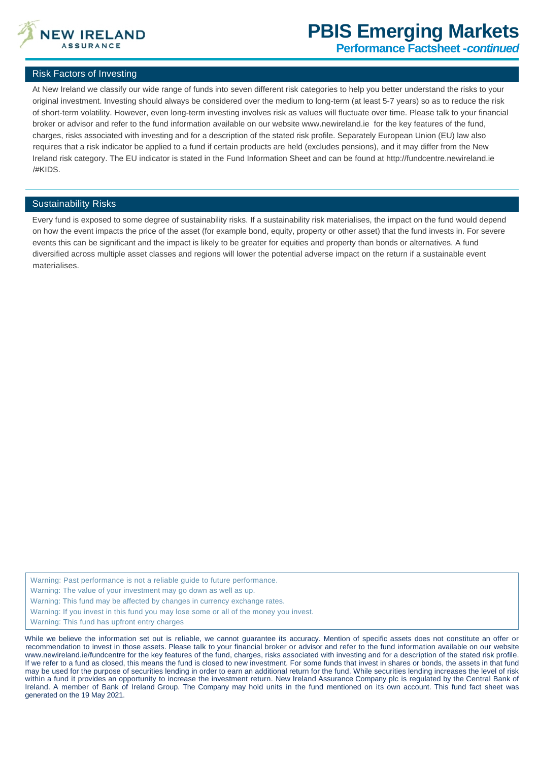# PBIS Emerging Markets

**Performance Factsheet -*continued***

## Risk Factors of Investing

At New Ireland we classify our wide range of funds into seven different risk categories to help you better understand the risks to your original investment. Investing should always be considered over the medium to long-term (at least 5-7 years) so as to reduce the risk of short-term volatility. However, even long-term investing involves risk as values will fluctuate over time. Please talk to your financial broker or advisor and refer to the fund information available on our website www.newireland.ie for the key features of the fund, charges, risks associated with investing and for a description of the stated risk profile. Separately European Union (EU) law also requires that a risk indicator be applied to a fund if certain products are held (excludes pensions), and it may differ from the New Ireland risk category. The EU indicator is stated in the Fund Information Sheet and can be found at http://fundcentre.newireland.ie /#KIDS.

## Sustainability Risks

Every fund is exposed to some degree of sustainability risks. If a sustainability risk materialises, the impact on the fund would depend on how the event impacts the price of the asset (for example bond, equity, property or other asset) that the fund invests in. For severe events this can be significant and the impact is likely to be greater for equities and property than bonds or alternatives. A fund diversified across multiple asset classes and regions will lower the potential adverse impact on the return if a sustainable event materialises.

Warning: Past performance is not a reliable guide to future performance.
Warning: The value of your investment may go down as well as up.
Warning: This fund may be affected by changes in currency exchange rates.
Warning: If you invest in this fund you may lose some or all of the money you invest.
Warning: This fund has upfront entry charges

While we believe the information set out is reliable, we cannot guarantee its accuracy. Mention of specific assets does not constitute an offer or recommendation to invest in those assets. Please talk to your financial broker or advisor and refer to the fund information available on our website www.newireland.ie/fundcentre for the key features of the fund, charges, risks associated with investing and for a description of the stated risk profile. If we refer to a fund as closed, this means the fund is closed to new investment. For some funds that invest in shares or bonds, the assets in that fund may be used for the purpose of securities lending in order to earn an additional return for the fund. While securities lending increases the level of risk within a fund it provides an opportunity to increase the investment return. New Ireland Assurance Company plc is regulated by the Central Bank of Ireland. A member of Bank of Ireland Group. The Company may hold units in the fund mentioned on its own account. This fund fact sheet was generated on the 19 May 2021.